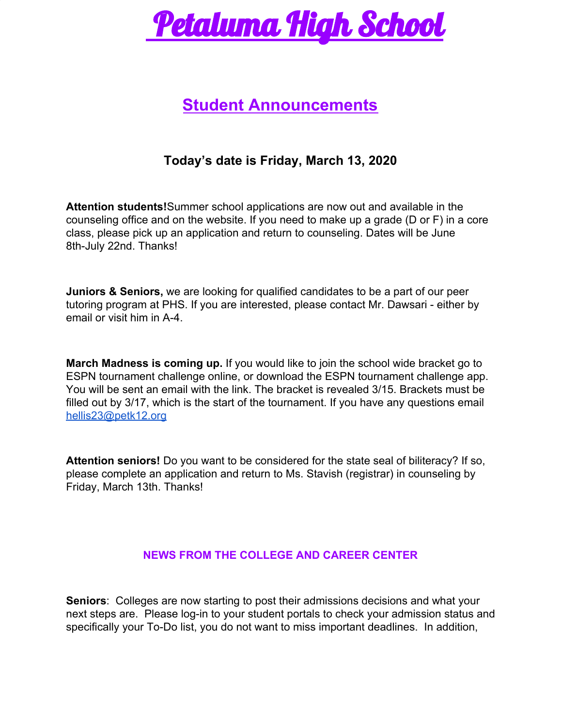# Petaluma High School

## Student Announcements

### Today's date is Friday, March 13, 2020

**Attention students!**Summer school applications are now out and available in the counseling office and on the website. If you need to make up a grade (D or F) in a core class, please pick up an application and return to counseling. Dates will be June 8th-July 22nd. Thanks!

**Juniors & Seniors,** we are looking for qualified candidates to be a part of our peer tutoring program at PHS. If you are interested, please contact Mr. Dawsari - either by email or visit him in A-4.

**March Madness is coming up.** If you would like to join the school wide bracket go to ESPN tournament challenge online, or download the ESPN tournament challenge app. You will be sent an email with the link. The bracket is revealed 3/15. Brackets must be filled out by 3/17, which is the start of the tournament. If you have any questions email hellis23@petk12.org

**Attention seniors!** Do you want to be considered for the state seal of biliteracy? If so, please complete an application and return to Ms. Stavish (registrar) in counseling by Friday, March 13th. Thanks!

#### NEWS FROM THE COLLEGE AND CAREER CENTER

**Seniors**: Colleges are now starting to post their admissions decisions and what your next steps are. Please log-in to your student portals to check your admission status and specifically your To-Do list, you do not want to miss important deadlines. In addition,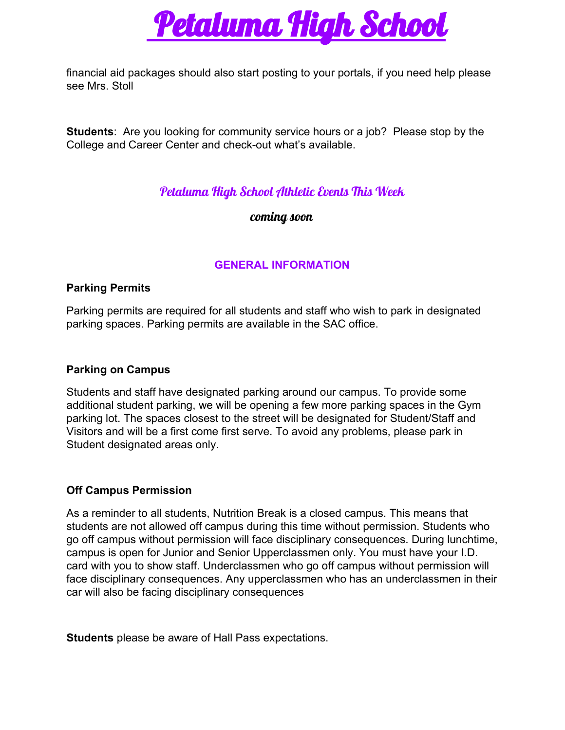# Petaluma High School

financial aid packages should also start posting to your portals, if you need help please see Mrs. Stoll

**Students**: Are you looking for community service hours or a job? Please stop by the College and Career Center and check-out what's available.

## Petaluma High School Athletic Events This Week

*coming soon*

## GENERAL INFORMATION

**Parking Permits**

Parking permits are required for all students and staff who wish to park in designated parking spaces. Parking permits are available in the SAC office.

**Parking on Campus**

Students and staff have designated parking around our campus. To provide some additional student parking, we will be opening a few more parking spaces in the Gym parking lot. The spaces closest to the street will be designated for Student/Staff and Visitors and will be a first come first serve. To avoid any problems, please park in Student designated areas only.

**Off Campus Permission**

As a reminder to all students, Nutrition Break is a closed campus. This means that students are not allowed off campus during this time without permission. Students who go off campus without permission will face disciplinary consequences. During lunchtime, campus is open for Junior and Senior Upperclassmen only. You must have your I.D. card with you to show staff. Underclassmen who go off campus without permission will face disciplinary consequences. Any upperclassmen who has an underclassmen in their car will also be facing disciplinary consequences

**Students** please be aware of Hall Pass expectations.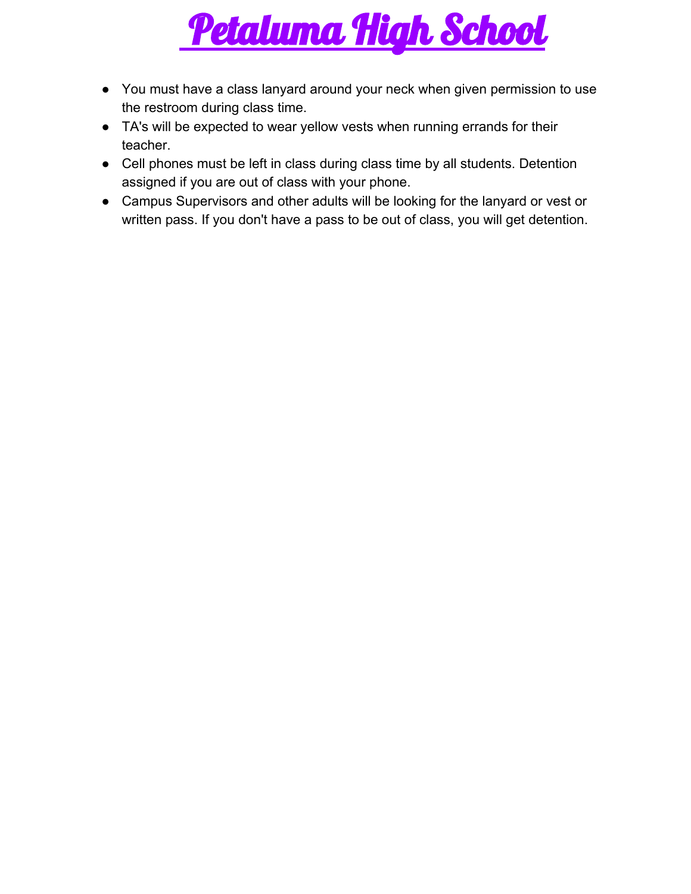# Petaluma High School

- You must have a class lanyard around your neck when given permission to use the restroom during class time.
- TA's will be expected to wear yellow vests when running errands for their teacher.
- Cell phones must be left in class during class time by all students. Detention assigned if you are out of class with your phone.
- Campus Supervisors and other adults will be looking for the lanyard or vest or written pass. If you don't have a pass to be out of class, you will get detention.